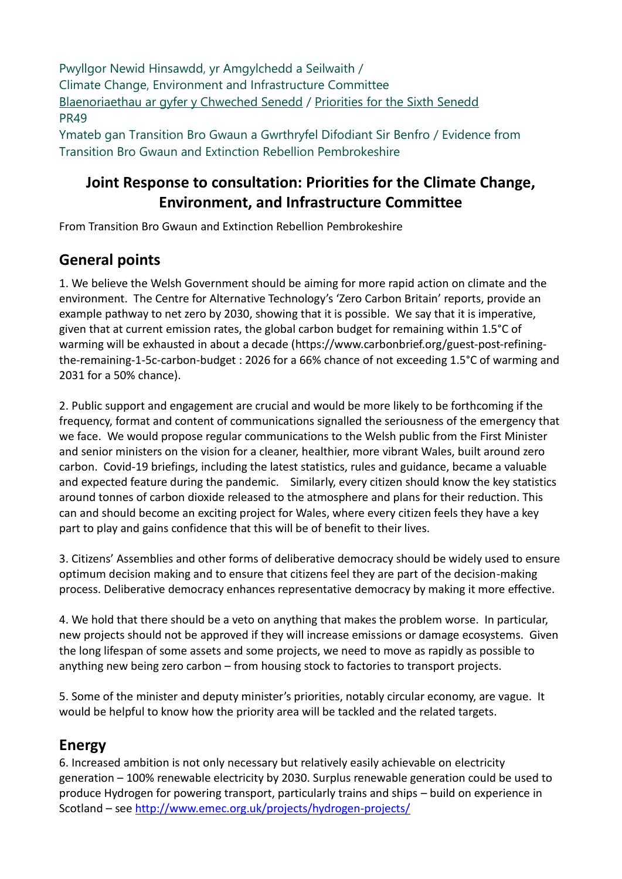Pwyllgor Newid Hinsawdd, yr Amgylchedd a Seilwaith /
Climate Change, Environment and Infrastructure Committee
[Blaenoriaethau ar gyfer y Chweched Senedd](#) / [Priorities for the Sixth Senedd](#)
PR49
Ymateb gan Transition Bro Gwaun a Gwrthryfel Difodiant Sir Benfro / Evidence from Transition Bro Gwaun and Extinction Rebellion Pembrokeshire

# Joint Response to consultation: Priorities for the Climate Change, Environment, and Infrastructure Committee

From Transition Bro Gwaun and Extinction Rebellion Pembrokeshire

## General points

1. We believe the Welsh Government should be aiming for more rapid action on climate and the environment. The Centre for Alternative Technology's 'Zero Carbon Britain' reports, provide an example pathway to net zero by 2030, showing that it is possible. We say that it is imperative, given that at current emission rates, the global carbon budget for remaining within 1.5°C of warming will be exhausted in about a decade (https://www.carbonbrief.org/guest-post-refining-the-remaining-1-5c-carbon-budget : 2026 for a 66% chance of not exceeding 1.5°C of warming and 2031 for a 50% chance).

2. Public support and engagement are crucial and would be more likely to be forthcoming if the frequency, format and content of communications signalled the seriousness of the emergency that we face. We would propose regular communications to the Welsh public from the First Minister and senior ministers on the vision for a cleaner, healthier, more vibrant Wales, built around zero carbon. Covid-19 briefings, including the latest statistics, rules and guidance, became a valuable and expected feature during the pandemic. Similarly, every citizen should know the key statistics around tonnes of carbon dioxide released to the atmosphere and plans for their reduction. This can and should become an exciting project for Wales, where every citizen feels they have a key part to play and gains confidence that this will be of benefit to their lives.

3. Citizens' Assemblies and other forms of deliberative democracy should be widely used to ensure optimum decision making and to ensure that citizens feel they are part of the decision-making process. Deliberative democracy enhances representative democracy by making it more effective.

4. We hold that there should be a veto on anything that makes the problem worse. In particular, new projects should not be approved if they will increase emissions or damage ecosystems. Given the long lifespan of some assets and some projects, we need to move as rapidly as possible to anything new being zero carbon – from housing stock to factories to transport projects.

5. Some of the minister and deputy minister's priorities, notably circular economy, are vague. It would be helpful to know how the priority area will be tackled and the related targets.

## Energy

6. Increased ambition is not only necessary but relatively easily achievable on electricity generation – 100% renewable electricity by 2030. Surplus renewable generation could be used to produce Hydrogen for powering transport, particularly trains and ships – build on experience in Scotland – see [http://www.emec.org.uk/projects/hydrogen-projects/](http://www.emec.org.uk/projects/hydrogen-projects/)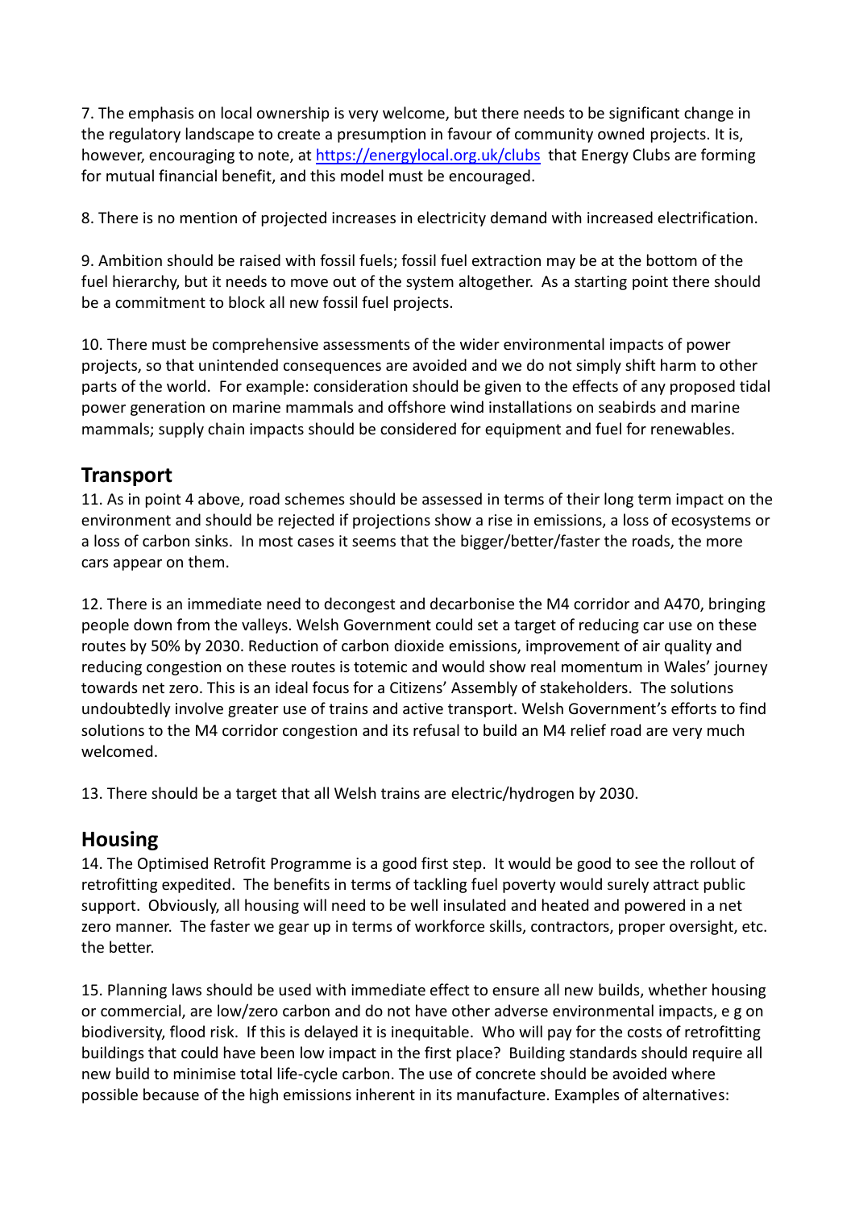7. The emphasis on local ownership is very welcome, but there needs to be significant change in the regulatory landscape to create a presumption in favour of community owned projects. It is, however, encouraging to note, at [https://energylocal.org.uk/clubs](https://energylocal.org.uk/clubs) that Energy Clubs are forming for mutual financial benefit, and this model must be encouraged.

8. There is no mention of projected increases in electricity demand with increased electrification.

9. Ambition should be raised with fossil fuels; fossil fuel extraction may be at the bottom of the fuel hierarchy, but it needs to move out of the system altogether. As a starting point there should be a commitment to block all new fossil fuel projects.

10. There must be comprehensive assessments of the wider environmental impacts of power projects, so that unintended consequences are avoided and we do not simply shift harm to other parts of the world. For example: consideration should be given to the effects of any proposed tidal power generation on marine mammals and offshore wind installations on seabirds and marine mammals; supply chain impacts should be considered for equipment and fuel for renewables.

## Transport

11. As in point 4 above, road schemes should be assessed in terms of their long term impact on the environment and should be rejected if projections show a rise in emissions, a loss of ecosystems or a loss of carbon sinks. In most cases it seems that the bigger/better/faster the roads, the more cars appear on them.

12. There is an immediate need to decongest and decarbonise the M4 corridor and A470, bringing people down from the valleys. Welsh Government could set a target of reducing car use on these routes by 50% by 2030. Reduction of carbon dioxide emissions, improvement of air quality and reducing congestion on these routes is totemic and would show real momentum in Wales' journey towards net zero. This is an ideal focus for a Citizens' Assembly of stakeholders. The solutions undoubtedly involve greater use of trains and active transport. Welsh Government's efforts to find solutions to the M4 corridor congestion and its refusal to build an M4 relief road are very much welcomed.

13. There should be a target that all Welsh trains are electric/hydrogen by 2030.

## Housing

14. The Optimised Retrofit Programme is a good first step. It would be good to see the rollout of retrofitting expedited. The benefits in terms of tackling fuel poverty would surely attract public support. Obviously, all housing will need to be well insulated and heated and powered in a net zero manner. The faster we gear up in terms of workforce skills, contractors, proper oversight, etc. the better.

15. Planning laws should be used with immediate effect to ensure all new builds, whether housing or commercial, are low/zero carbon and do not have other adverse environmental impacts, e g on biodiversity, flood risk. If this is delayed it is inequitable. Who will pay for the costs of retrofitting buildings that could have been low impact in the first place? Building standards should require all new build to minimise total life-cycle carbon. The use of concrete should be avoided where possible because of the high emissions inherent in its manufacture. Examples of alternatives: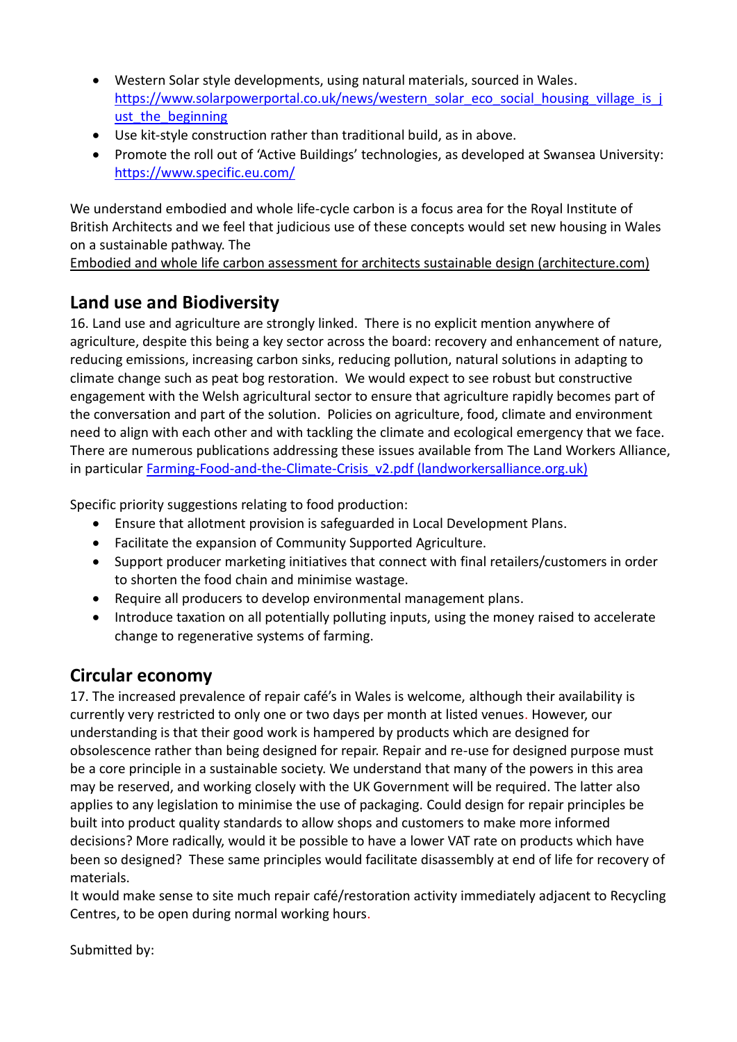- Western Solar style developments, using natural materials, sourced in Wales. [https://www.solarpowerportal.co.uk/news/western_solar_eco_social_housing_village_is_just_the_beginning](https://www.solarpowerportal.co.uk/news/western_solar_eco_social_housing_village_is_just_the_beginning)
- Use kit-style construction rather than traditional build, as in above.
- Promote the roll out of 'Active Buildings' technologies, as developed at Swansea University: [https://www.specific.eu.com/](https://www.specific.eu.com/)

We understand embodied and whole life-cycle carbon is a focus area for the Royal Institute of British Architects and we feel that judicious use of these concepts would set new housing in Wales on a sustainable pathway. The
Embodied and whole life carbon assessment for architects sustainable design (architecture.com)

## Land use and Biodiversity

16. Land use and agriculture are strongly linked. There is no explicit mention anywhere of agriculture, despite this being a key sector across the board: recovery and enhancement of nature, reducing emissions, increasing carbon sinks, reducing pollution, natural solutions in adapting to climate change such as peat bog restoration. We would expect to see robust but constructive engagement with the Welsh agricultural sector to ensure that agriculture rapidly becomes part of the conversation and part of the solution. Policies on agriculture, food, climate and environment need to align with each other and with tackling the climate and ecological emergency that we face. There are numerous publications addressing these issues available from The Land Workers Alliance, in particular Farming-Food-and-the-Climate-Crisis_v2.pdf (landworkersalliance.org.uk)

Specific priority suggestions relating to food production:

- Ensure that allotment provision is safeguarded in Local Development Plans.
- Facilitate the expansion of Community Supported Agriculture.
- Support producer marketing initiatives that connect with final retailers/customers in order to shorten the food chain and minimise wastage.
- Require all producers to develop environmental management plans.
- Introduce taxation on all potentially polluting inputs, using the money raised to accelerate change to regenerative systems of farming.

## Circular economy

17. The increased prevalence of repair café's in Wales is welcome, although their availability is currently very restricted to only one or two days per month at listed venues. However, our understanding is that their good work is hampered by products which are designed for obsolescence rather than being designed for repair. Repair and re-use for designed purpose must be a core principle in a sustainable society. We understand that many of the powers in this area may be reserved, and working closely with the UK Government will be required. The latter also applies to any legislation to minimise the use of packaging. Could design for repair principles be built into product quality standards to allow shops and customers to make more informed decisions? More radically, would it be possible to have a lower VAT rate on products which have been so designed? These same principles would facilitate disassembly at end of life for recovery of materials.
It would make sense to site much repair café/restoration activity immediately adjacent to Recycling Centres, to be open during normal working hours.

Submitted by: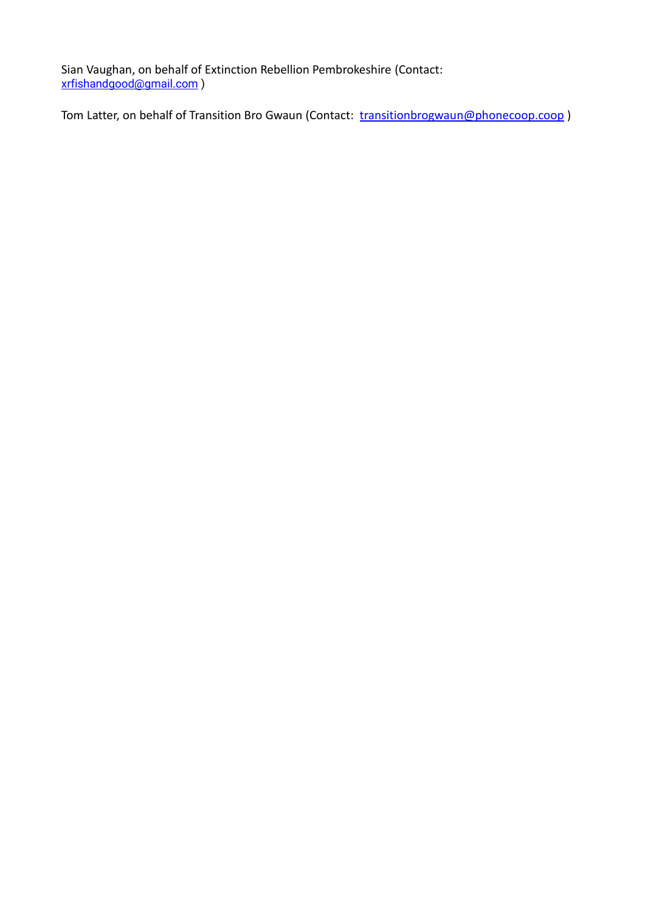Sian Vaughan, on behalf of Extinction Rebellion Pembrokeshire (Contact: xrfishandgood@gmail.com )

Tom Latter, on behalf of Transition Bro Gwaun (Contact: transitionbrogwaun@phonecoop.coop )